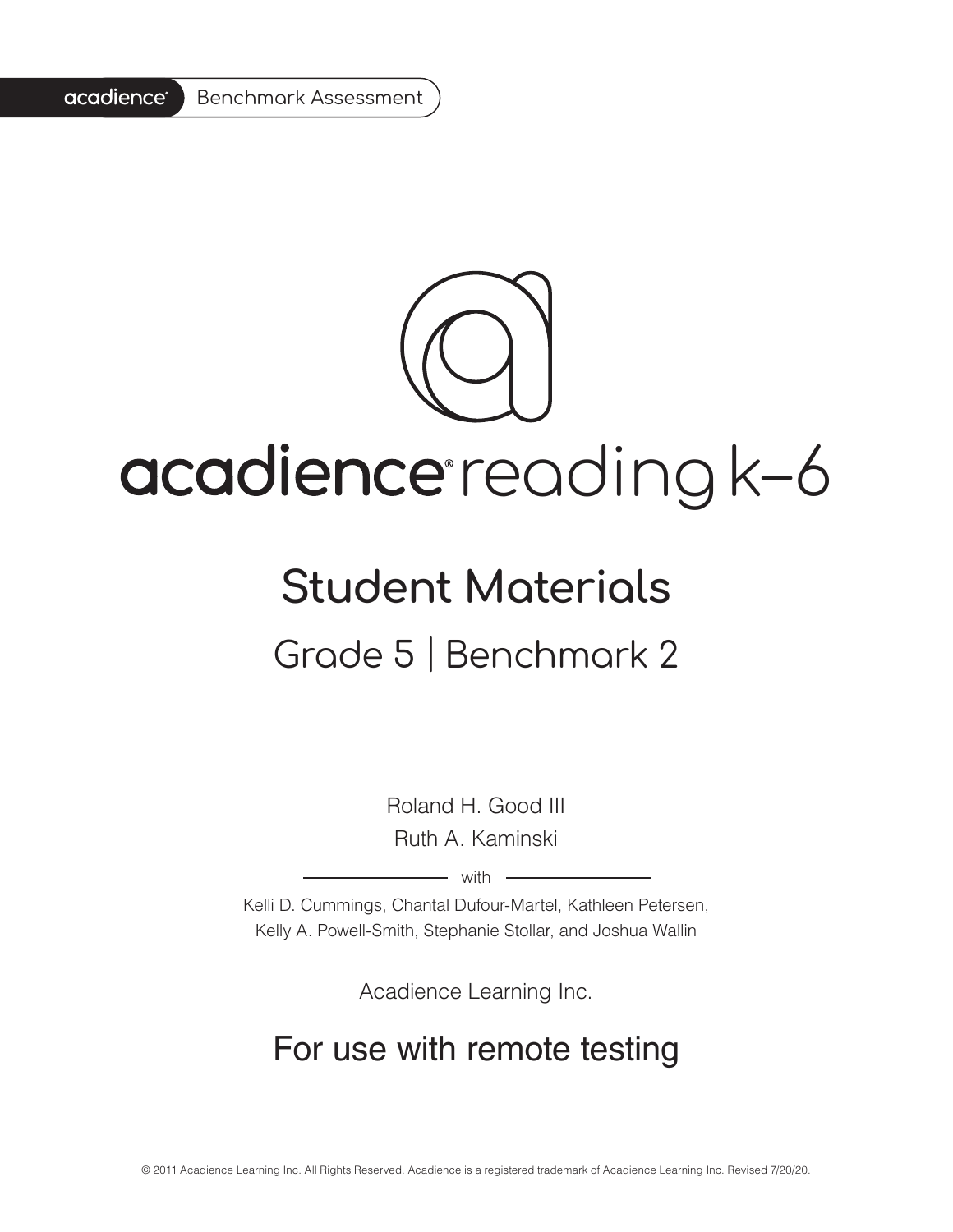acadience® Benchmark Assessment

# acadience® reading k–6

## Student Materials

### Grade 5 | Benchmark 2

Roland H. Good III

Ruth A. Kaminski

with

Kelli D. Cummings, Chantal Dufour-Martel, Kathleen Petersen, Kelly A. Powell-Smith, Stephanie Stollar, and Joshua Wallin

Acadience Learning Inc.

## For use with remote testing

© 2011 Acadience Learning Inc. All Rights Reserved. Acadience is a registered trademark of Acadience Learning Inc. Revised 7/20/20.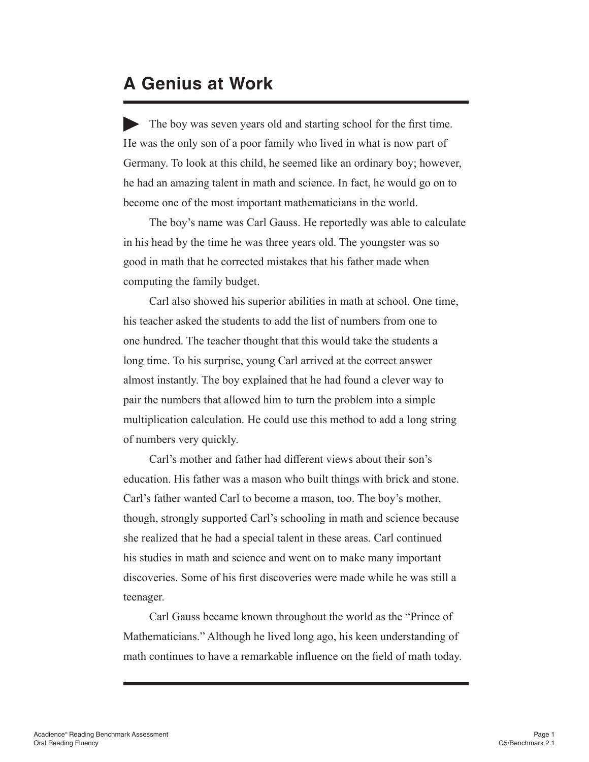# A Genius at Work

The boy was seven years old and starting school for the first time. He was the only son of a poor family who lived in what is now part of Germany. To look at this child, he seemed like an ordinary boy; however, he had an amazing talent in math and science. In fact, he would go on to become one of the most important mathematicians in the world.

The boy's name was Carl Gauss. He reportedly was able to calculate in his head by the time he was three years old. The youngster was so good in math that he corrected mistakes that his father made when computing the family budget.

Carl also showed his superior abilities in math at school. One time, his teacher asked the students to add the list of numbers from one to one hundred. The teacher thought that this would take the students a long time. To his surprise, young Carl arrived at the correct answer almost instantly. The boy explained that he had found a clever way to pair the numbers that allowed him to turn the problem into a simple multiplication calculation. He could use this method to add a long string of numbers very quickly.

Carl's mother and father had different views about their son's education. His father was a mason who built things with brick and stone. Carl's father wanted Carl to become a mason, too. The boy's mother, though, strongly supported Carl's schooling in math and science because she realized that he had a special talent in these areas. Carl continued his studies in math and science and went on to make many important discoveries. Some of his first discoveries were made while he was still a teenager.

Carl Gauss became known throughout the world as the "Prince of Mathematicians." Although he lived long ago, his keen understanding of math continues to have a remarkable influence on the field of math today.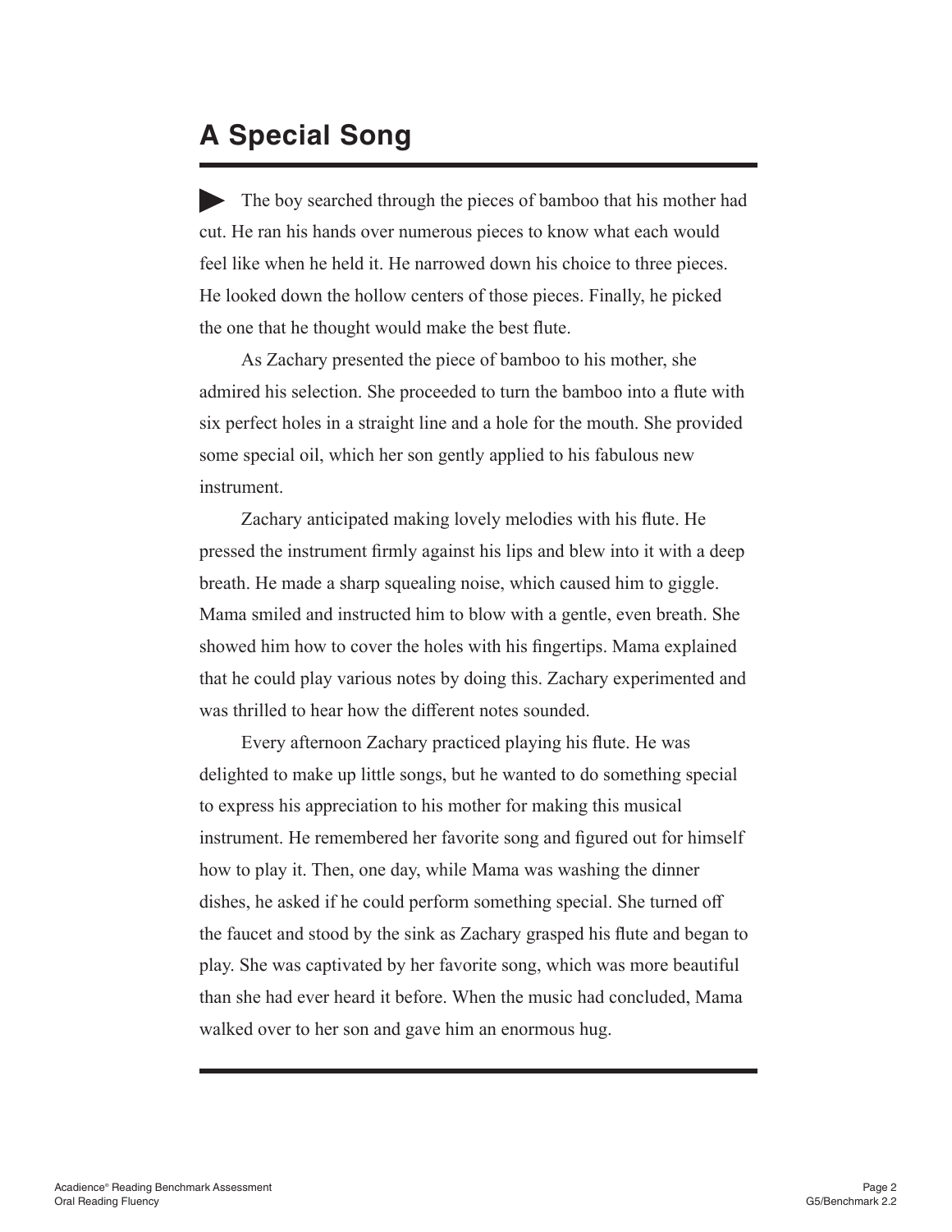# A Special Song

▶ The boy searched through the pieces of bamboo that his mother had cut. He ran his hands over numerous pieces to know what each would feel like when he held it. He narrowed down his choice to three pieces. He looked down the hollow centers of those pieces. Finally, he picked the one that he thought would make the best flute.

As Zachary presented the piece of bamboo to his mother, she admired his selection. She proceeded to turn the bamboo into a flute with six perfect holes in a straight line and a hole for the mouth. She provided some special oil, which her son gently applied to his fabulous new instrument.

Zachary anticipated making lovely melodies with his flute. He pressed the instrument firmly against his lips and blew into it with a deep breath. He made a sharp squealing noise, which caused him to giggle. Mama smiled and instructed him to blow with a gentle, even breath. She showed him how to cover the holes with his fingertips. Mama explained that he could play various notes by doing this. Zachary experimented and was thrilled to hear how the different notes sounded.

Every afternoon Zachary practiced playing his flute. He was delighted to make up little songs, but he wanted to do something special to express his appreciation to his mother for making this musical instrument. He remembered her favorite song and figured out for himself how to play it. Then, one day, while Mama was washing the dinner dishes, he asked if he could perform something special. She turned off the faucet and stood by the sink as Zachary grasped his flute and began to play. She was captivated by her favorite song, which was more beautiful than she had ever heard it before. When the music had concluded, Mama walked over to her son and gave him an enormous hug.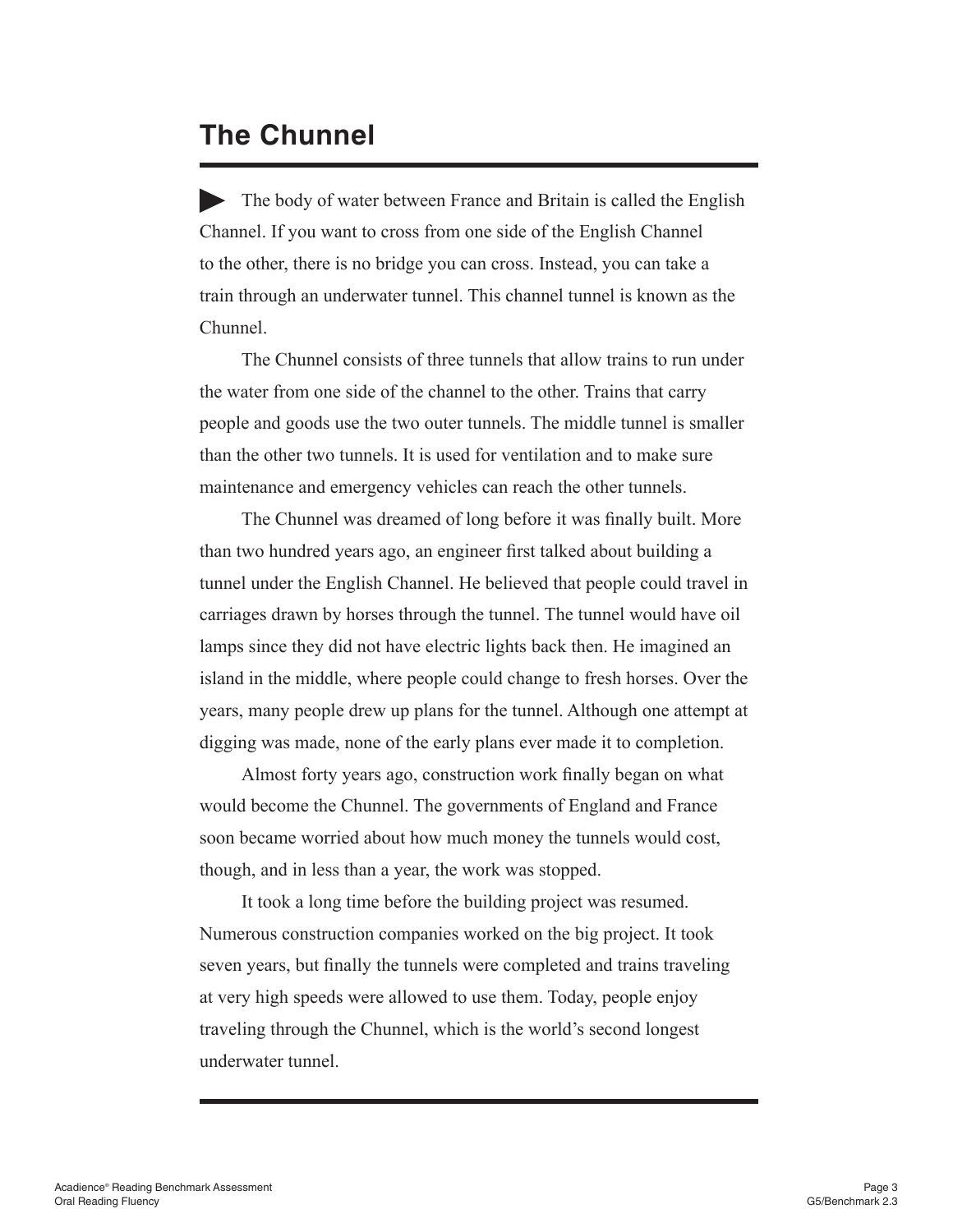# The Chunnel

The body of water between France and Britain is called the English Channel. If you want to cross from one side of the English Channel to the other, there is no bridge you can cross. Instead, you can take a train through an underwater tunnel. This channel tunnel is known as the Chunnel.

The Chunnel consists of three tunnels that allow trains to run under the water from one side of the channel to the other. Trains that carry people and goods use the two outer tunnels. The middle tunnel is smaller than the other two tunnels. It is used for ventilation and to make sure maintenance and emergency vehicles can reach the other tunnels.

The Chunnel was dreamed of long before it was finally built. More than two hundred years ago, an engineer first talked about building a tunnel under the English Channel. He believed that people could travel in carriages drawn by horses through the tunnel. The tunnel would have oil lamps since they did not have electric lights back then. He imagined an island in the middle, where people could change to fresh horses. Over the years, many people drew up plans for the tunnel. Although one attempt at digging was made, none of the early plans ever made it to completion.

Almost forty years ago, construction work finally began on what would become the Chunnel. The governments of England and France soon became worried about how much money the tunnels would cost, though, and in less than a year, the work was stopped.

It took a long time before the building project was resumed. Numerous construction companies worked on the big project. It took seven years, but finally the tunnels were completed and trains traveling at very high speeds were allowed to use them. Today, people enjoy traveling through the Chunnel, which is the world's second longest underwater tunnel.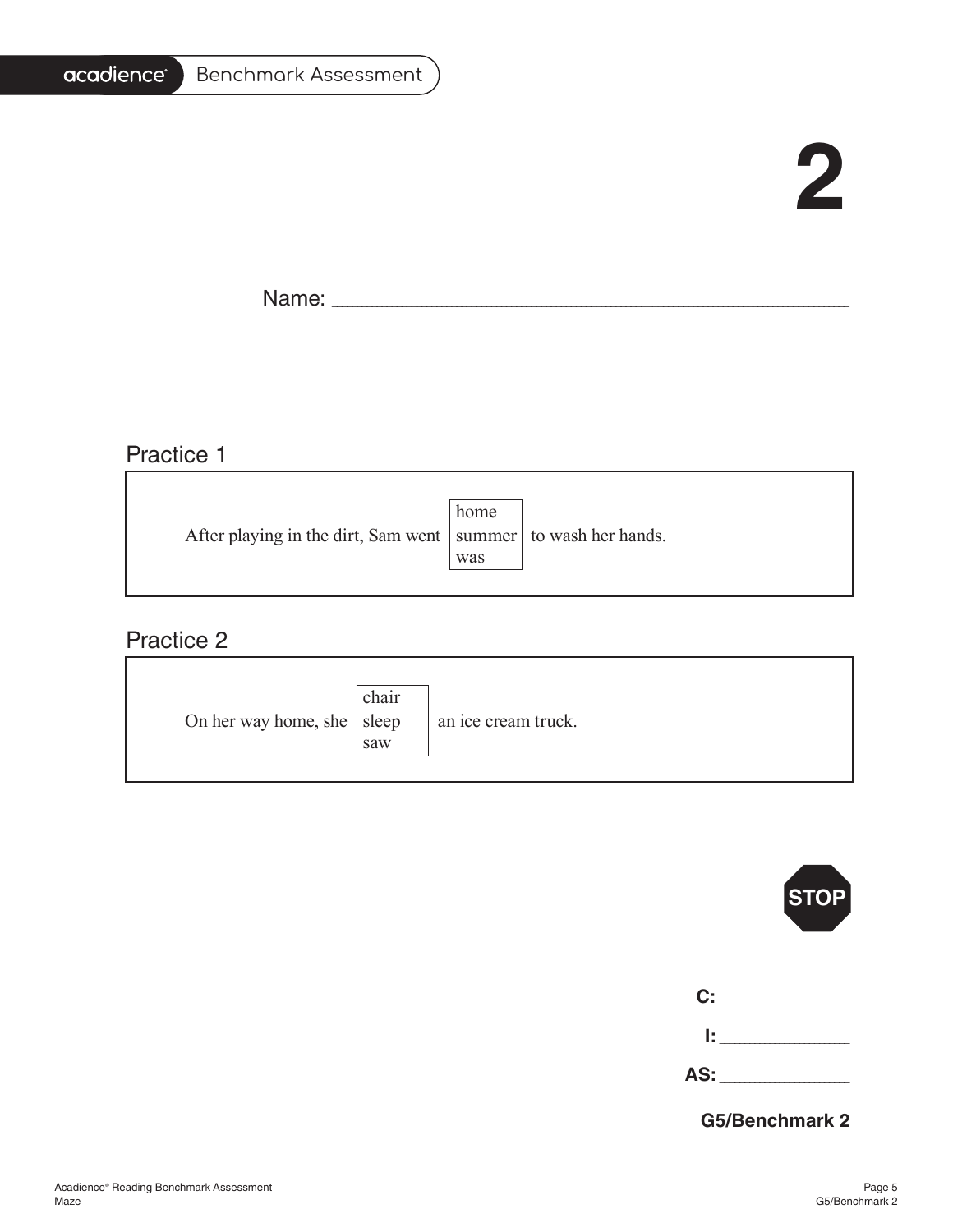# 2

Name: ______________________________________________

## Practice 1

After playing in the dirt, Sam went [home / summer / was] to wash her hands.

## Practice 2

On her way home, she [chair / sleep / saw] an ice cream truck.

STOP

C: ____________

I: ____________

AS: ____________

**G5/Benchmark 2**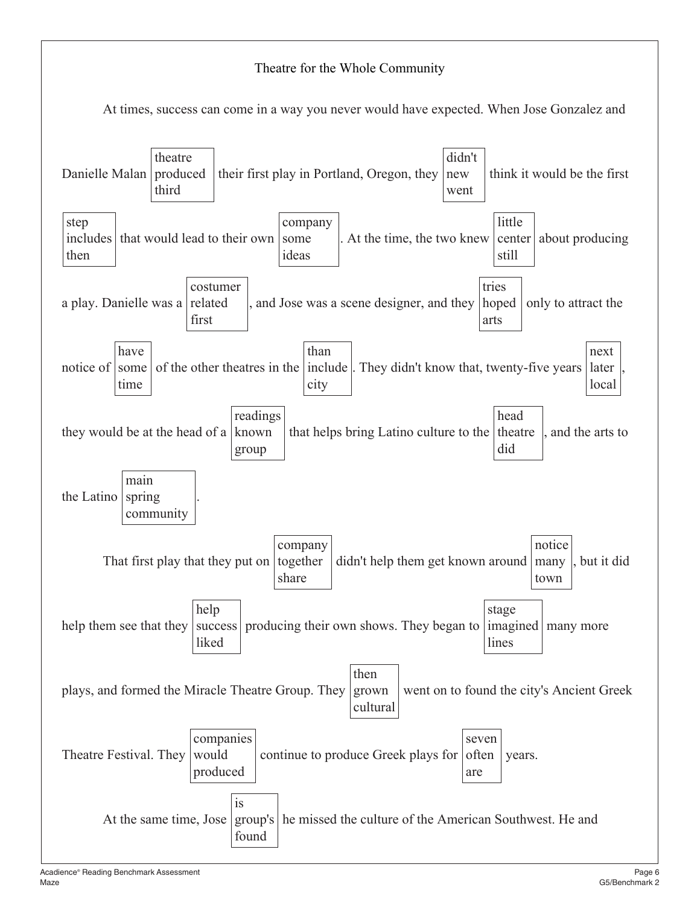# Theatre for the Whole Community

At times, success can come in a way you never would have expected. When Jose Gonzalez and Danielle Malan [theatre / produced / third] their first play in Portland, Oregon, they [didn't / new / went] think it would be the first [step / includes / then] that would lead to their own [company / some / ideas]. At the time, the two knew [little / center / still] about producing a play. Danielle was a [costumer / related / first], and Jose was a scene designer, and they [tries / hoped / arts] only to attract the notice of [have / some / time] of the other theatres in the [than / include / city]. They didn't know that, twenty-five years [next / later / local], they would be at the head of a [readings / known / group] that helps bring Latino culture to the [head / theatre / did], and the arts to the Latino [main / spring / community].

That first play that they put on [company / together / share] didn't help them get known around [notice / many / town], but it did help them see that they [help / success / liked] producing their own shows. They began to [stage / imagined / lines] many more plays, and formed the Miracle Theatre Group. They [then / grown / cultural] went on to found the city's Ancient Greek Theatre Festival. They [companies / would / produced] continue to produce Greek plays for [seven / often / are] years.

At the same time, Jose [is / group's / found] he missed the culture of the American Southwest. He and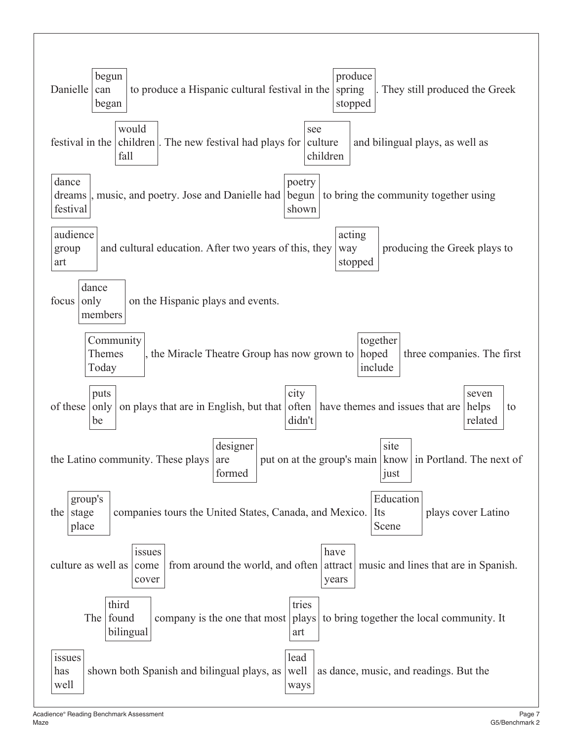Danielle [begun / can / began] to produce a Hispanic cultural festival in the [produce / spring / stopped]. They still produced the Greek festival in the [would / children / fall]. The new festival had plays for [see / culture / children] and bilingual plays, as well as [dance / dreams / festival], music, and poetry. Jose and Danielle had [poetry / begun / shown] to bring the community together using [audience / group / art] and cultural education. After two years of this, they [acting / way / stopped] producing the Greek plays to focus [dance / only / members] on the Hispanic plays and events.

[Community / Themes / Today], the Miracle Theatre Group has now grown to [together / hoped / include] three companies. The first of these [puts / only / be] on plays that are in English, but that [city / often / didn't] have themes and issues that are [seven / helps / related] to the Latino community. These plays [designer / are / formed] put on at the group's main [site / know / just] in Portland. The next of the [group's / stage / place] companies tours the United States, Canada, and Mexico. [Education / Its / Scene] plays cover Latino culture as well as [issues / come / cover] from around the world, and often [have / attract / years] music and lines that are in Spanish.

The [third / found / bilingual] company is the one that most [tries / plays / art] to bring together the local community. It [issues / has / well] shown both Spanish and bilingual plays, as [lead / well / ways] as dance, music, and readings. But the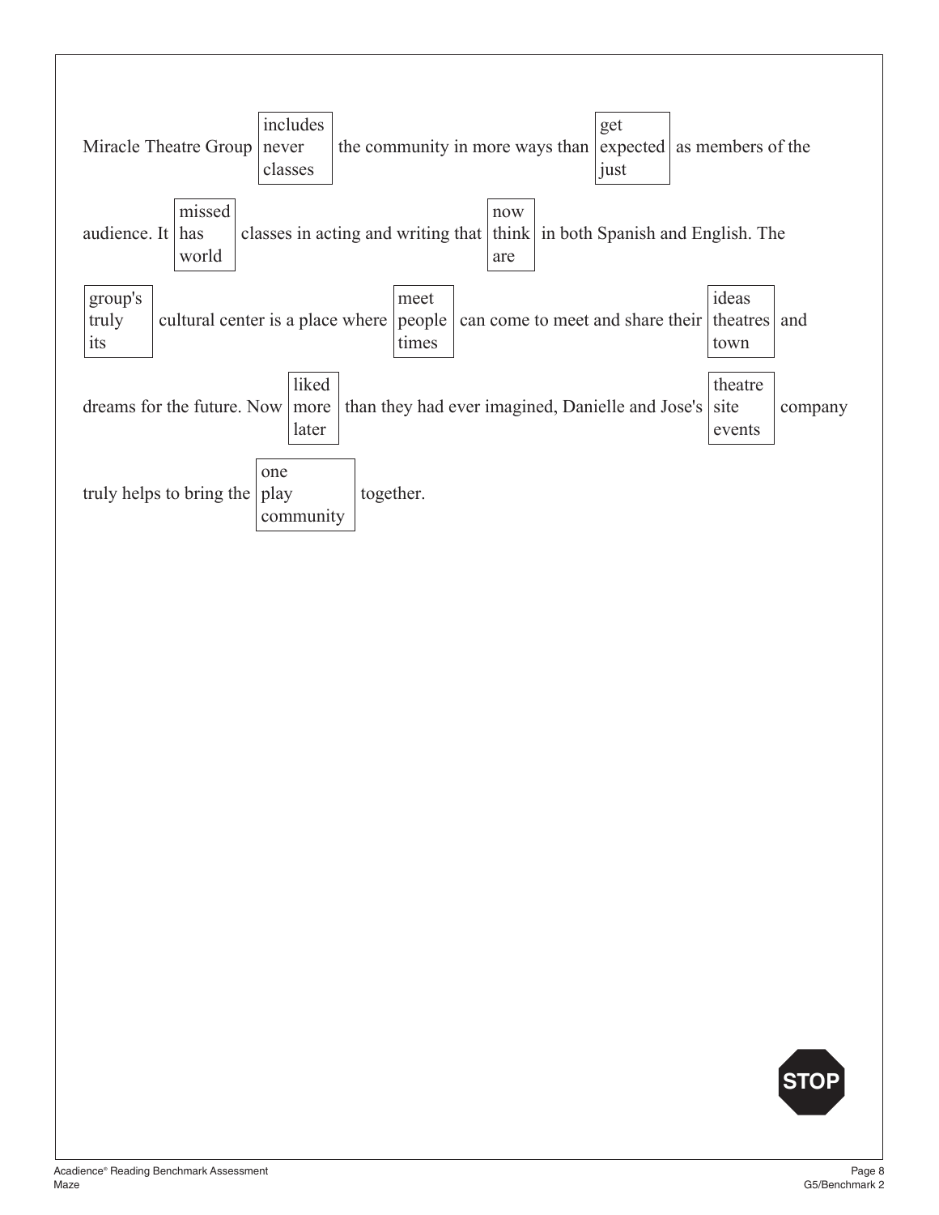Miracle Theatre Group [includes / never / classes] the community in more ways than [get / expected / just] as members of the audience. It [missed / has / world] classes in acting and writing that [now / think / are] in both Spanish and English. The [group's / truly / its] cultural center is a place where [meet / people / times] can come to meet and share their [ideas / theatres / town] and dreams for the future. Now [liked / more / later] than they had ever imagined, Danielle and Jose's [theatre / site / events] company truly helps to bring the [one / play / community] together.

STOP